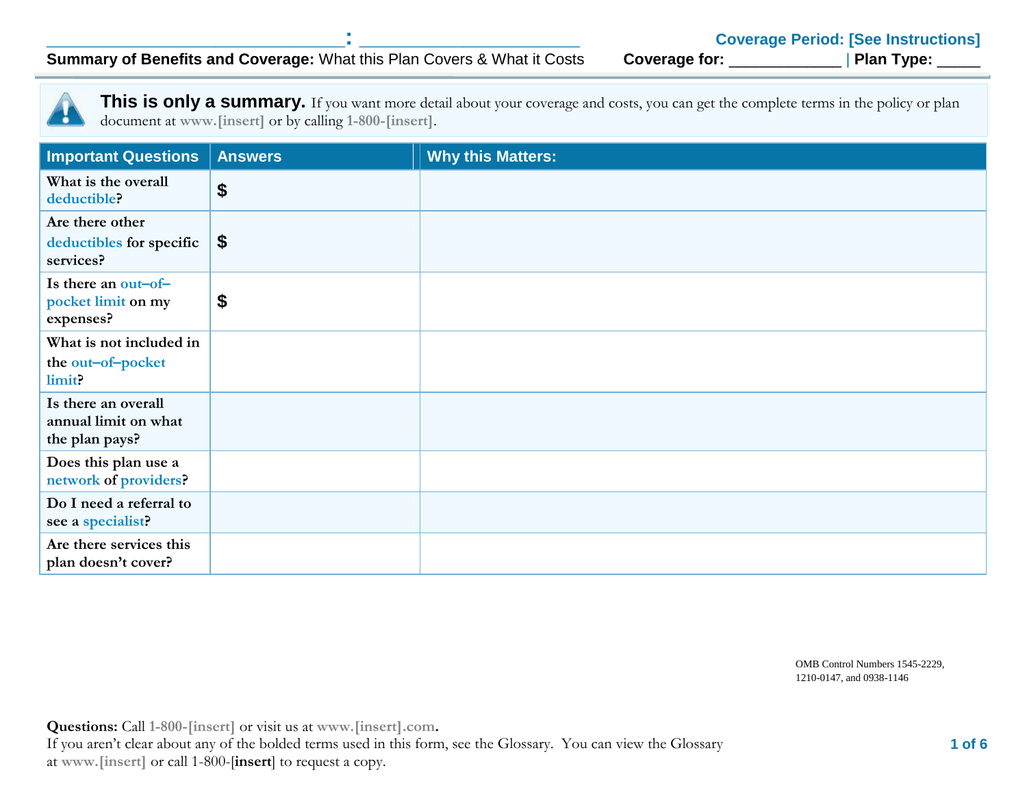______________________________: ______________________

**Summary of Benefits and Coverage:** What this Plan Covers & What it Costs

Coverage Period: [See Instructions]

**Coverage for:** ____________ | **Plan Type:** _____

**This is only a summary.** If you want more detail about your coverage and costs, you can get the complete terms in the policy or plan document at www.[insert] or by calling 1-800-[insert].

| Important Questions | Answers | Why this Matters: |
|---|---|---|
| What is the overall deductible? | $ | |
| Are there other deductibles for specific services? | $ | |
| Is there an out–of–pocket limit on my expenses? | $ | |
| What is not included in the out–of–pocket limit? | | |
| Is there an overall annual limit on what the plan pays? | | |
| Does this plan use a network of providers? | | |
| Do I need a referral to see a specialist? | | |
| Are there services this plan doesn't cover? | | |

OMB Control Numbers 1545-2229, 1210-0147, and 0938-1146

**Questions:** Call 1-800-[insert] or visit us at www.[insert].com.
If you aren't clear about any of the bolded terms used in this form, see the Glossary. You can view the Glossary at www.[insert] or call 1-800-[**insert**] to request a copy.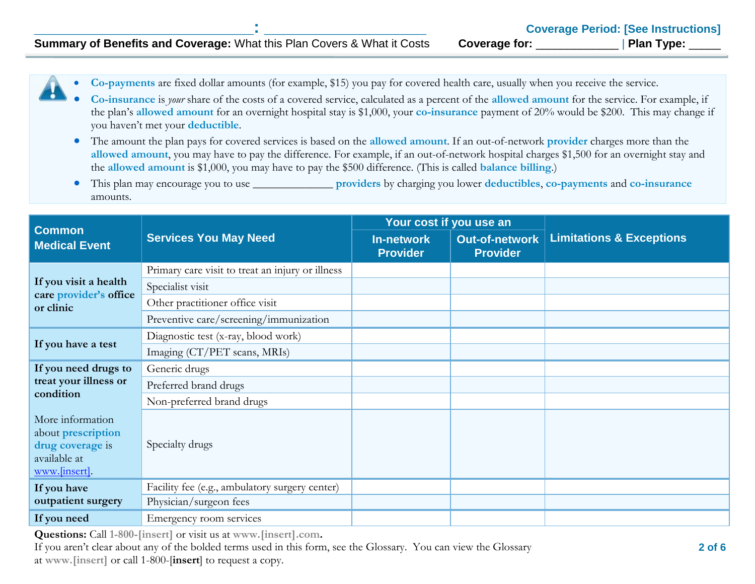_______________________________: _______________________ **Coverage Period: [See Instructions]**

**Summary of Benefits and Coverage:** What this Plan Covers & What it Costs **Coverage for:** _____________ | **Plan Type:** _____

- **Co-payments** are fixed dollar amounts (for example, $15) you pay for covered health care, usually when you receive the service.
- **Co-insurance** is *your* share of the costs of a covered service, calculated as a percent of the **allowed amount** for the service. For example, if the plan's **allowed amount** for an overnight hospital stay is $1,000, your **co-insurance** payment of 20% would be $200. This may change if you haven't met your **deductible**.
- The amount the plan pays for covered services is based on the **allowed amount**. If an out-of-network **provider** charges more than the **allowed amount**, you may have to pay the difference. For example, if an out-of-network hospital charges $1,500 for an overnight stay and the **allowed amount** is $1,000, you may have to pay the $500 difference. (This is called **balance billing**.)
- This plan may encourage you to use ______________ **providers** by charging you lower **deductibles**, **co-payments** and **co-insurance** amounts.

| Common Medical Event | Services You May Need | Your cost if you use an In-network Provider | Your cost if you use an Out-of-network Provider | Limitations & Exceptions |
|---|---|---|---|---|
| **If you visit a health care provider's office or clinic** | Primary care visit to treat an injury or illness | | | |
| | Specialist visit | | | |
| | Other practitioner office visit | | | |
| | Preventive care/screening/immunization | | | |
| **If you have a test** | Diagnostic test (x-ray, blood work) | | | |
| | Imaging (CT/PET scans, MRIs) | | | |
| **If you need drugs to treat your illness or condition**<br><br>More information about **prescription drug coverage** is available at www.[insert]. | Generic drugs | | | |
| | Preferred brand drugs | | | |
| | Non-preferred brand drugs | | | |
| | Specialty drugs | | | |
| **If you have outpatient surgery** | Facility fee (e.g., ambulatory surgery center) | | | |
| | Physician/surgeon fees | | | |
| **If you need** | Emergency room services | | | |

**Questions:** Call 1-800-[insert] or visit us at www.[insert].com.
If you aren't clear about any of the bolded terms used in this form, see the Glossary. You can view the Glossary at www.[insert] or call 1-800-[**insert**] to request a copy.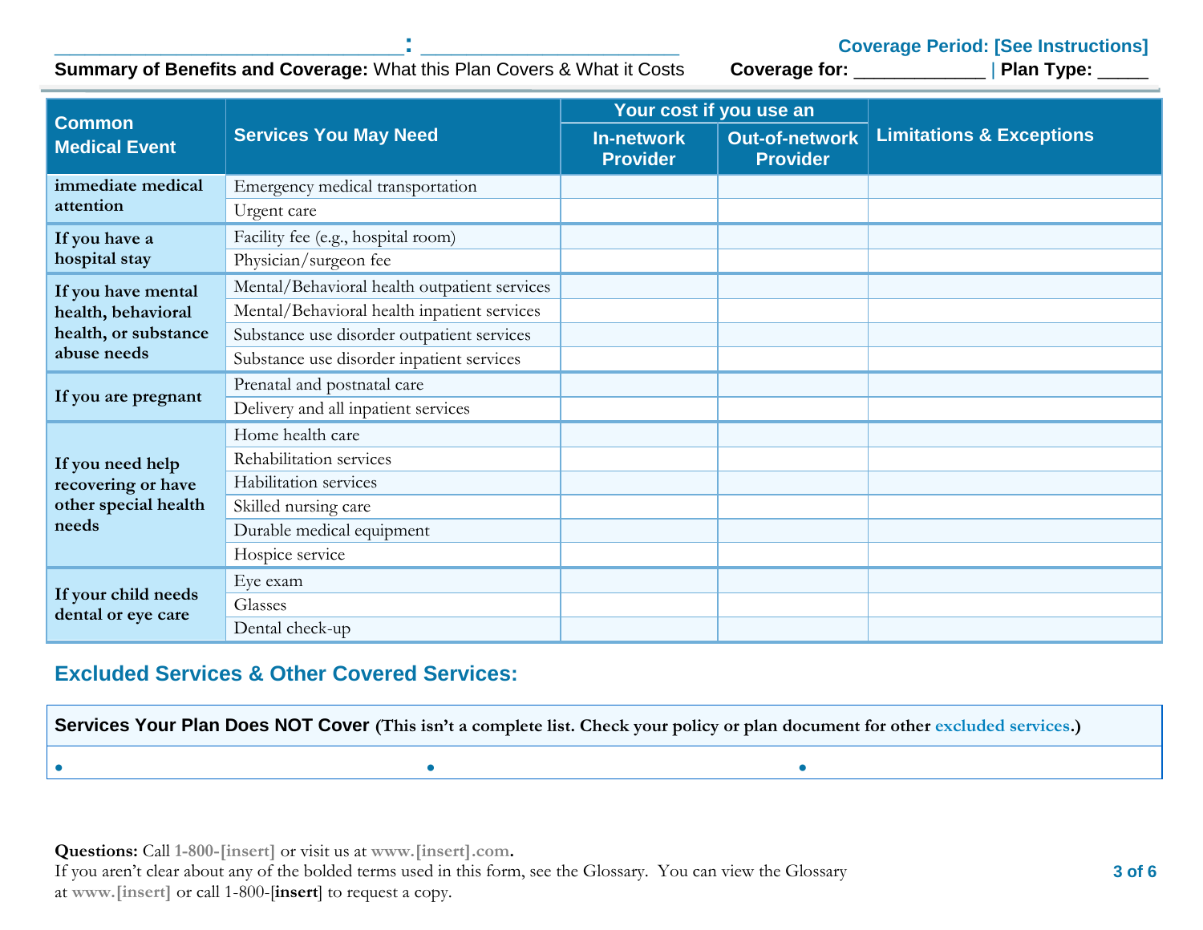______________________________: ________________________

**Summary of Benefits and Coverage:** What this Plan Covers & What it Costs

**Coverage Period: [See Instructions]**

**Coverage for:** _____________ | **Plan Type:** _____

| Common Medical Event | Services You May Need | Your cost if you use an In-network Provider | Your cost if you use an Out-of-network Provider | Limitations & Exceptions |
|---|---|---|---|---|
| **immediate medical attention** | Emergency medical transportation | | | |
| | Urgent care | | | |
| **If you have a hospital stay** | Facility fee (e.g., hospital room) | | | |
| | Physician/surgeon fee | | | |
| **If you have mental health, behavioral health, or substance abuse needs** | Mental/Behavioral health outpatient services | | | |
| | Mental/Behavioral health inpatient services | | | |
| | Substance use disorder outpatient services | | | |
| | Substance use disorder inpatient services | | | |
| **If you are pregnant** | Prenatal and postnatal care | | | |
| | Delivery and all inpatient services | | | |
| **If you need help recovering or have other special health needs** | Home health care | | | |
| | Rehabilitation services | | | |
| | Habilitation services | | | |
| | Skilled nursing care | | | |
| | Durable medical equipment | | | |
| | Hospice service | | | |
| **If your child needs dental or eye care** | Eye exam | | | |
| | Glasses | | | |
| | Dental check-up | | | |

## Excluded Services & Other Covered Services:

| **Services Your Plan Does NOT Cover** **(This isn't a complete list. Check your policy or plan document for other excluded services.)** |
|---|
| • &nbsp;&nbsp;&nbsp;&nbsp; • &nbsp;&nbsp;&nbsp;&nbsp; • |

**Questions:** Call **1-800-[insert]** or visit us at **www.[insert].com.**
If you aren't clear about any of the bolded terms used in this form, see the Glossary. You can view the Glossary at **www.[insert]** or call 1-800-[**insert**] to request a copy.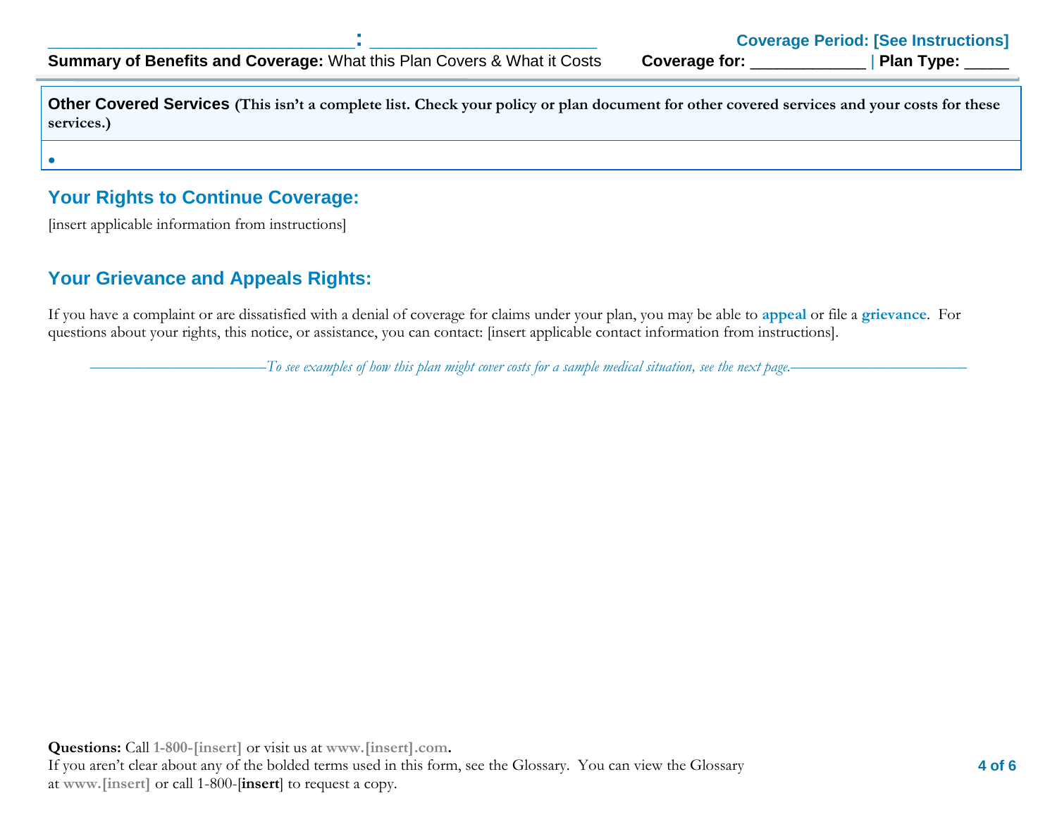| Other Covered Services (This isn't a complete list. Check your policy or plan document for other covered services and your costs for these services.) |
| --- |
| • |

## Your Rights to Continue Coverage:

[insert applicable information from instructions]

## Your Grievance and Appeals Rights:

If you have a complaint or are dissatisfied with a denial of coverage for claims under your plan, you may be able to **appeal** or file a **grievance**. For questions about your rights, this notice, or assistance, you can contact: [insert applicable contact information from instructions].

*To see examples of how this plan might cover costs for a sample medical situation, see the next page.*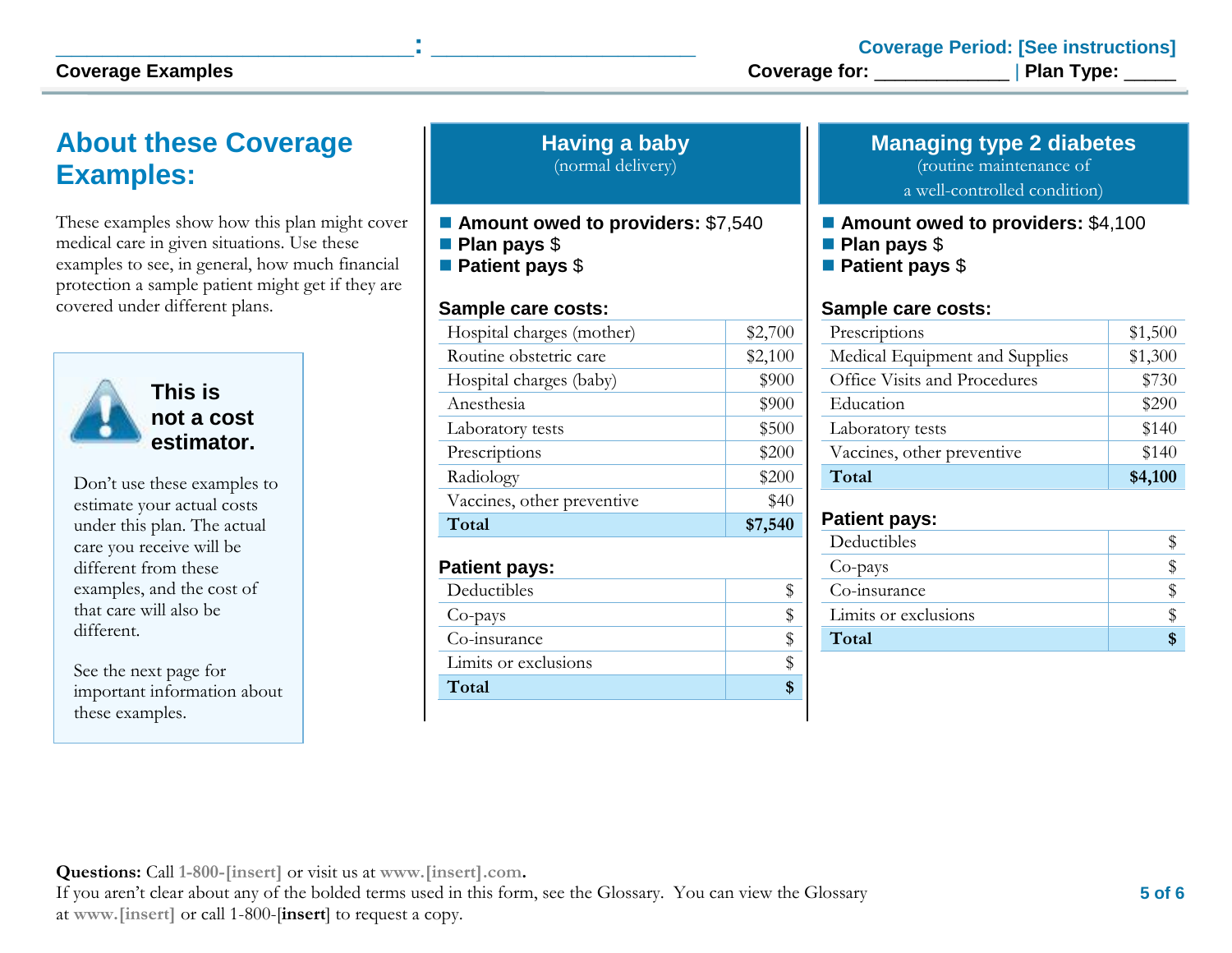________________________________: ________________________

**Coverage Examples**

**Coverage Period: [See instructions]**

**Coverage for: ____________ | Plan Type: _____**

## About these Coverage Examples:

These examples show how this plan might cover medical care in given situations. Use these examples to see, in general, how much financial protection a sample patient might get if they are covered under different plans.

**This is not a cost estimator.**

Don't use these examples to estimate your actual costs under this plan. The actual care you receive will be different from these examples, and the cost of that care will also be different.

See the next page for important information about these examples.

## Having a baby

(normal delivery)

- **Amount owed to providers:** $7,540
- **Plan pays** $
- **Patient pays** $

**Sample care costs:**

| | |
|---|---|
| Hospital charges (mother) | $2,700 |
| Routine obstetric care | $2,100 |
| Hospital charges (baby) | $900 |
| Anesthesia | $900 |
| Laboratory tests | $500 |
| Prescriptions | $200 |
| Radiology | $200 |
| Vaccines, other preventive | $40 |
| **Total** | **$7,540** |

**Patient pays:**

| | |
|---|---|
| Deductibles | $ |
| Co-pays | $ |
| Co-insurance | $ |
| Limits or exclusions | $ |
| **Total** | **$** |

## Managing type 2 diabetes

(routine maintenance of a well-controlled condition)

- **Amount owed to providers:** $4,100
- **Plan pays** $
- **Patient pays** $

**Sample care costs:**

| | |
|---|---|
| Prescriptions | $1,500 |
| Medical Equipment and Supplies | $1,300 |
| Office Visits and Procedures | $730 |
| Education | $290 |
| Laboratory tests | $140 |
| Vaccines, other preventive | $140 |
| **Total** | **$4,100** |

**Patient pays:**

| | |
|---|---|
| Deductibles | $ |
| Co-pays | $ |
| Co-insurance | $ |
| Limits or exclusions | $ |
| **Total** | **$** |

**Questions:** Call **1-800-[insert]** or visit us at **www.[insert].com.**
If you aren't clear about any of the bolded terms used in this form, see the Glossary. You can view the Glossary at **www.[insert]** or call 1-800-[**insert**] to request a copy.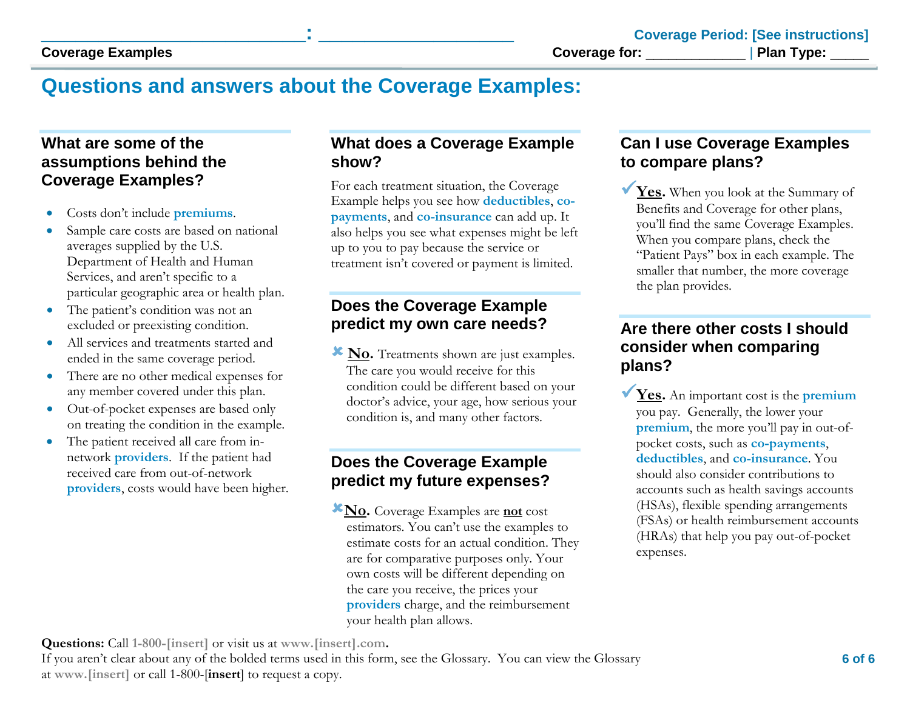# Questions and answers about the Coverage Examples:

## What are some of the assumptions behind the Coverage Examples?

- Costs don't include **premiums**.
- Sample care costs are based on national averages supplied by the U.S. Department of Health and Human Services, and aren't specific to a particular geographic area or health plan.
- The patient's condition was not an excluded or preexisting condition.
- All services and treatments started and ended in the same coverage period.
- There are no other medical expenses for any member covered under this plan.
- Out-of-pocket expenses are based only on treating the condition in the example.
- The patient received all care from in-network **providers**. If the patient had received care from out-of-network **providers**, costs would have been higher.

## What does a Coverage Example show?

For each treatment situation, the Coverage Example helps you see how **deductibles**, **co-payments**, and **co-insurance** can add up. It also helps you see what expenses might be left up to you to pay because the service or treatment isn't covered or payment is limited.

## Does the Coverage Example predict my own care needs?

✖ **No.** Treatments shown are just examples. The care you would receive for this condition could be different based on your doctor's advice, your age, how serious your condition is, and many other factors.

## Does the Coverage Example predict my future expenses?

✖ **No.** Coverage Examples are **not** cost estimators. You can't use the examples to estimate costs for an actual condition. They are for comparative purposes only. Your own costs will be different depending on the care you receive, the prices your **providers** charge, and the reimbursement your health plan allows.

## Can I use Coverage Examples to compare plans?

✔ **Yes.** When you look at the Summary of Benefits and Coverage for other plans, you'll find the same Coverage Examples. When you compare plans, check the "Patient Pays" box in each example. The smaller that number, the more coverage the plan provides.

## Are there other costs I should consider when comparing plans?

✔ **Yes.** An important cost is the **premium** you pay. Generally, the lower your **premium**, the more you'll pay in out-of-pocket costs, such as **co-payments**, **deductibles**, and **co-insurance**. You should also consider contributions to accounts such as health savings accounts (HSAs), flexible spending arrangements (FSAs) or health reimbursement accounts (HRAs) that help you pay out-of-pocket expenses.

**Questions:** Call **1-800-[insert]** or visit us at **www.[insert].com.**
If you aren't clear about any of the bolded terms used in this form, see the Glossary. You can view the Glossary at **www.[insert]** or call 1-800-[**insert**] to request a copy.